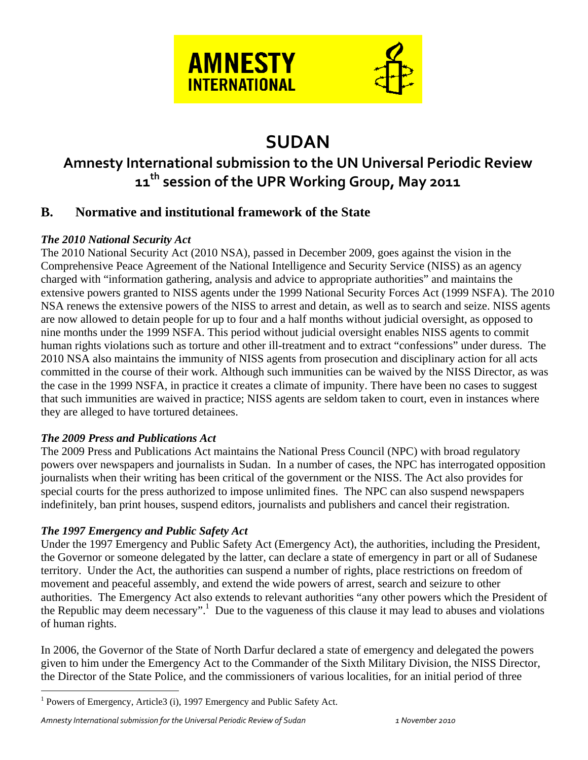AMNESTY INTERNATIONAL

# SUDAN

## Amnesty International submission to the UN Universal Periodic Review 11th session of the UPR Working Group, May 2011

## B. Normative and institutional framework of the State

***The 2010 National Security Act***

The 2010 National Security Act (2010 NSA), passed in December 2009, goes against the vision in the Comprehensive Peace Agreement of the National Intelligence and Security Service (NISS) as an agency charged with "information gathering, analysis and advice to appropriate authorities" and maintains the extensive powers granted to NISS agents under the 1999 National Security Forces Act (1999 NSFA). The 2010 NSA renews the extensive powers of the NISS to arrest and detain, as well as to search and seize. NISS agents are now allowed to detain people for up to four and a half months without judicial oversight, as opposed to nine months under the 1999 NSFA. This period without judicial oversight enables NISS agents to commit human rights violations such as torture and other ill-treatment and to extract "confessions" under duress. The 2010 NSA also maintains the immunity of NISS agents from prosecution and disciplinary action for all acts committed in the course of their work. Although such immunities can be waived by the NISS Director, as was the case in the 1999 NSFA, in practice it creates a climate of impunity. There have been no cases to suggest that such immunities are waived in practice; NISS agents are seldom taken to court, even in instances where they are alleged to have tortured detainees.

***The 2009 Press and Publications Act***

The 2009 Press and Publications Act maintains the National Press Council (NPC) with broad regulatory powers over newspapers and journalists in Sudan. In a number of cases, the NPC has interrogated opposition journalists when their writing has been critical of the government or the NISS. The Act also provides for special courts for the press authorized to impose unlimited fines. The NPC can also suspend newspapers indefinitely, ban print houses, suspend editors, journalists and publishers and cancel their registration.

***The 1997 Emergency and Public Safety Act***

Under the 1997 Emergency and Public Safety Act (Emergency Act), the authorities, including the President, the Governor or someone delegated by the latter, can declare a state of emergency in part or all of Sudanese territory. Under the Act, the authorities can suspend a number of rights, place restrictions on freedom of movement and peaceful assembly, and extend the wide powers of arrest, search and seizure to other authorities. The Emergency Act also extends to relevant authorities "any other powers which the President of the Republic may deem necessary".[1] Due to the vagueness of this clause it may lead to abuses and violations of human rights.

In 2006, the Governor of the State of North Darfur declared a state of emergency and delegated the powers given to him under the Emergency Act to the Commander of the Sixth Military Division, the NISS Director, the Director of the State Police, and the commissioners of various localities, for an initial period of three

[1] Powers of Emergency, Article3 (i), 1997 Emergency and Public Safety Act.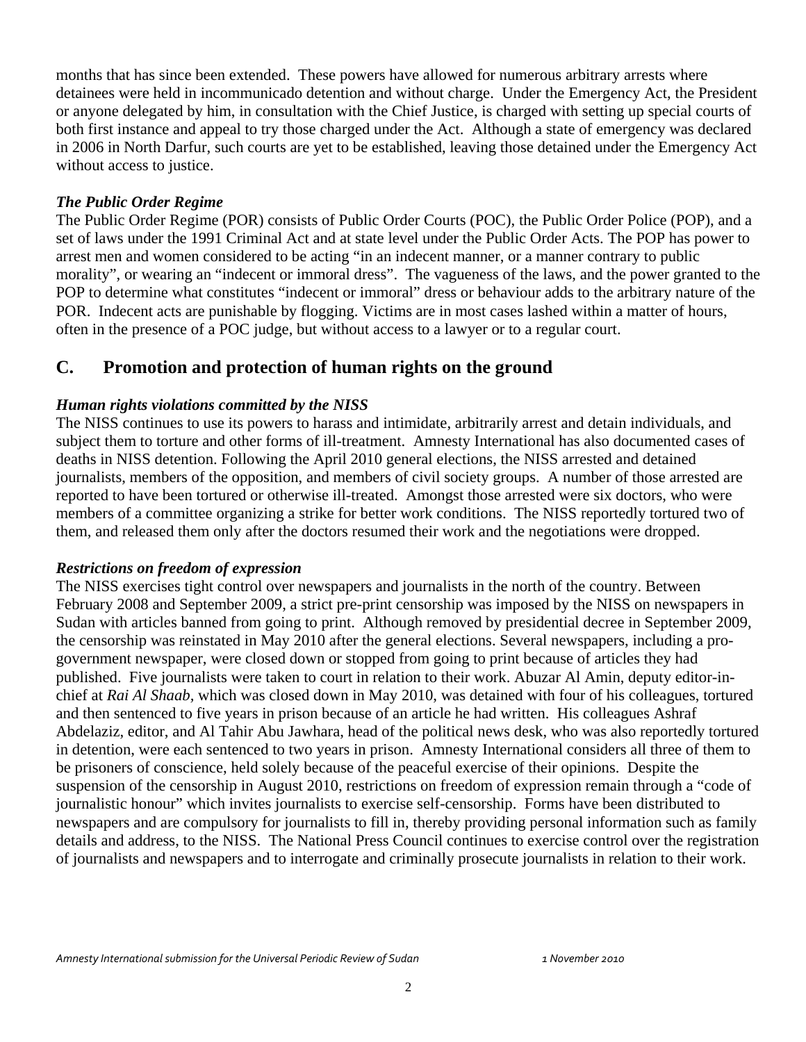months that has since been extended. These powers have allowed for numerous arbitrary arrests where detainees were held in incommunicado detention and without charge. Under the Emergency Act, the President or anyone delegated by him, in consultation with the Chief Justice, is charged with setting up special courts of both first instance and appeal to try those charged under the Act. Although a state of emergency was declared in 2006 in North Darfur, such courts are yet to be established, leaving those detained under the Emergency Act without access to justice.

### *The Public Order Regime*

The Public Order Regime (POR) consists of Public Order Courts (POC), the Public Order Police (POP), and a set of laws under the 1991 Criminal Act and at state level under the Public Order Acts. The POP has power to arrest men and women considered to be acting "in an indecent manner, or a manner contrary to public morality", or wearing an "indecent or immoral dress". The vagueness of the laws, and the power granted to the POP to determine what constitutes "indecent or immoral" dress or behaviour adds to the arbitrary nature of the POR. Indecent acts are punishable by flogging. Victims are in most cases lashed within a matter of hours, often in the presence of a POC judge, but without access to a lawyer or to a regular court.

## C. Promotion and protection of human rights on the ground

### *Human rights violations committed by the NISS*

The NISS continues to use its powers to harass and intimidate, arbitrarily arrest and detain individuals, and subject them to torture and other forms of ill-treatment. Amnesty International has also documented cases of deaths in NISS detention. Following the April 2010 general elections, the NISS arrested and detained journalists, members of the opposition, and members of civil society groups. A number of those arrested are reported to have been tortured or otherwise ill-treated. Amongst those arrested were six doctors, who were members of a committee organizing a strike for better work conditions. The NISS reportedly tortured two of them, and released them only after the doctors resumed their work and the negotiations were dropped.

### *Restrictions on freedom of expression*

The NISS exercises tight control over newspapers and journalists in the north of the country. Between February 2008 and September 2009, a strict pre-print censorship was imposed by the NISS on newspapers in Sudan with articles banned from going to print. Although removed by presidential decree in September 2009, the censorship was reinstated in May 2010 after the general elections. Several newspapers, including a pro-government newspaper, were closed down or stopped from going to print because of articles they had published. Five journalists were taken to court in relation to their work. Abuzar Al Amin, deputy editor-in-chief at *Rai Al Shaab*, which was closed down in May 2010, was detained with four of his colleagues, tortured and then sentenced to five years in prison because of an article he had written. His colleagues Ashraf Abdelaziz, editor, and Al Tahir Abu Jawhara, head of the political news desk, who was also reportedly tortured in detention, were each sentenced to two years in prison. Amnesty International considers all three of them to be prisoners of conscience, held solely because of the peaceful exercise of their opinions. Despite the suspension of the censorship in August 2010, restrictions on freedom of expression remain through a "code of journalistic honour" which invites journalists to exercise self-censorship. Forms have been distributed to newspapers and are compulsory for journalists to fill in, thereby providing personal information such as family details and address, to the NISS. The National Press Council continues to exercise control over the registration of journalists and newspapers and to interrogate and criminally prosecute journalists in relation to their work.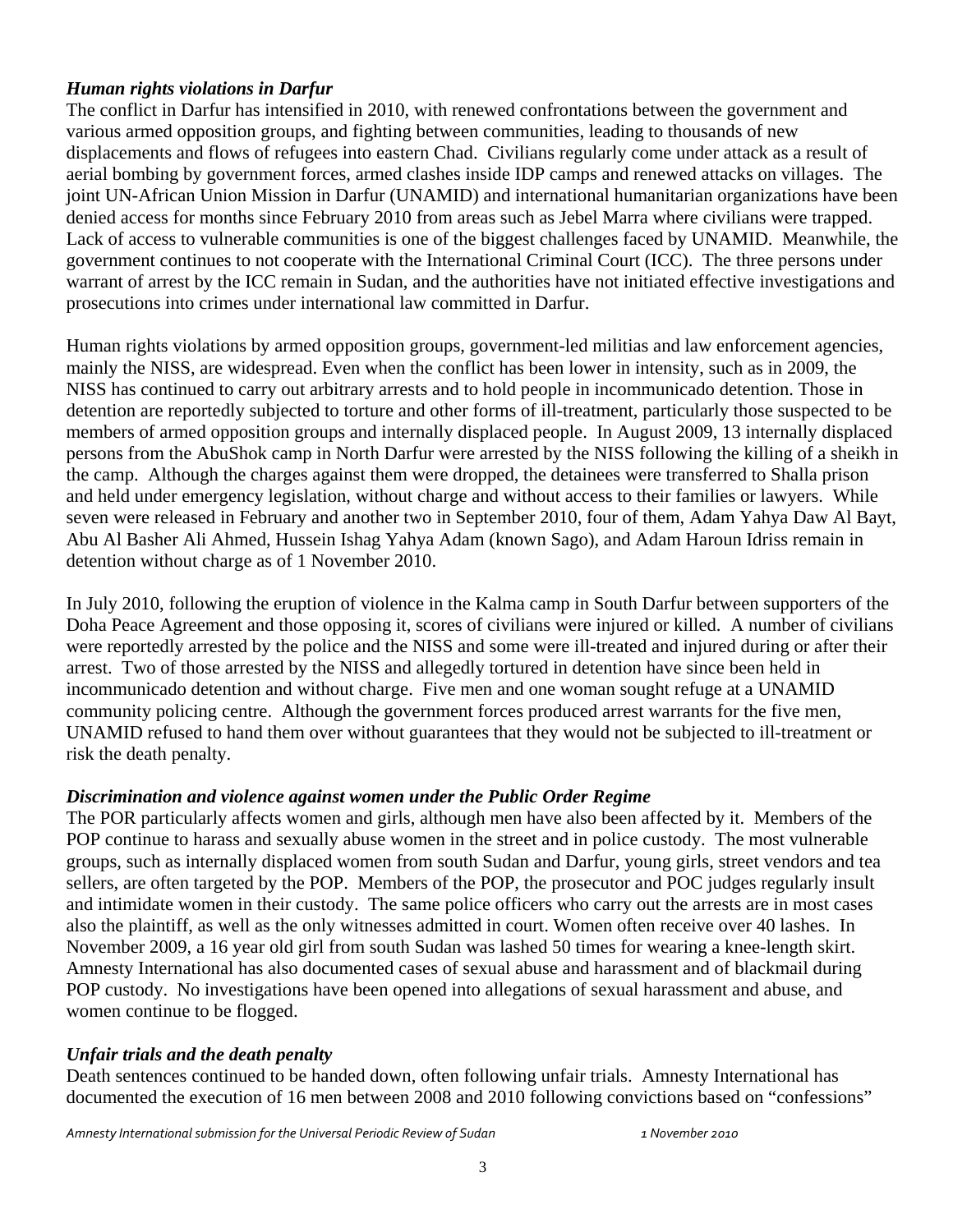### *Human rights violations in Darfur*

The conflict in Darfur has intensified in 2010, with renewed confrontations between the government and various armed opposition groups, and fighting between communities, leading to thousands of new displacements and flows of refugees into eastern Chad. Civilians regularly come under attack as a result of aerial bombing by government forces, armed clashes inside IDP camps and renewed attacks on villages. The joint UN-African Union Mission in Darfur (UNAMID) and international humanitarian organizations have been denied access for months since February 2010 from areas such as Jebel Marra where civilians were trapped. Lack of access to vulnerable communities is one of the biggest challenges faced by UNAMID. Meanwhile, the government continues to not cooperate with the International Criminal Court (ICC). The three persons under warrant of arrest by the ICC remain in Sudan, and the authorities have not initiated effective investigations and prosecutions into crimes under international law committed in Darfur.

Human rights violations by armed opposition groups, government-led militias and law enforcement agencies, mainly the NISS, are widespread. Even when the conflict has been lower in intensity, such as in 2009, the NISS has continued to carry out arbitrary arrests and to hold people in incommunicado detention. Those in detention are reportedly subjected to torture and other forms of ill-treatment, particularly those suspected to be members of armed opposition groups and internally displaced people. In August 2009, 13 internally displaced persons from the AbuShok camp in North Darfur were arrested by the NISS following the killing of a sheikh in the camp. Although the charges against them were dropped, the detainees were transferred to Shalla prison and held under emergency legislation, without charge and without access to their families or lawyers. While seven were released in February and another two in September 2010, four of them, Adam Yahya Daw Al Bayt, Abu Al Basher Ali Ahmed, Hussein Ishag Yahya Adam (known Sago), and Adam Haroun Idriss remain in detention without charge as of 1 November 2010.

In July 2010, following the eruption of violence in the Kalma camp in South Darfur between supporters of the Doha Peace Agreement and those opposing it, scores of civilians were injured or killed. A number of civilians were reportedly arrested by the police and the NISS and some were ill-treated and injured during or after their arrest. Two of those arrested by the NISS and allegedly tortured in detention have since been held in incommunicado detention and without charge. Five men and one woman sought refuge at a UNAMID community policing centre. Although the government forces produced arrest warrants for the five men, UNAMID refused to hand them over without guarantees that they would not be subjected to ill-treatment or risk the death penalty.

### *Discrimination and violence against women under the Public Order Regime*

The POR particularly affects women and girls, although men have also been affected by it. Members of the POP continue to harass and sexually abuse women in the street and in police custody. The most vulnerable groups, such as internally displaced women from south Sudan and Darfur, young girls, street vendors and tea sellers, are often targeted by the POP. Members of the POP, the prosecutor and POC judges regularly insult and intimidate women in their custody. The same police officers who carry out the arrests are in most cases also the plaintiff, as well as the only witnesses admitted in court. Women often receive over 40 lashes. In November 2009, a 16 year old girl from south Sudan was lashed 50 times for wearing a knee-length skirt. Amnesty International has also documented cases of sexual abuse and harassment and of blackmail during POP custody. No investigations have been opened into allegations of sexual harassment and abuse, and women continue to be flogged.

### *Unfair trials and the death penalty*

Death sentences continued to be handed down, often following unfair trials. Amnesty International has documented the execution of 16 men between 2008 and 2010 following convictions based on "confessions"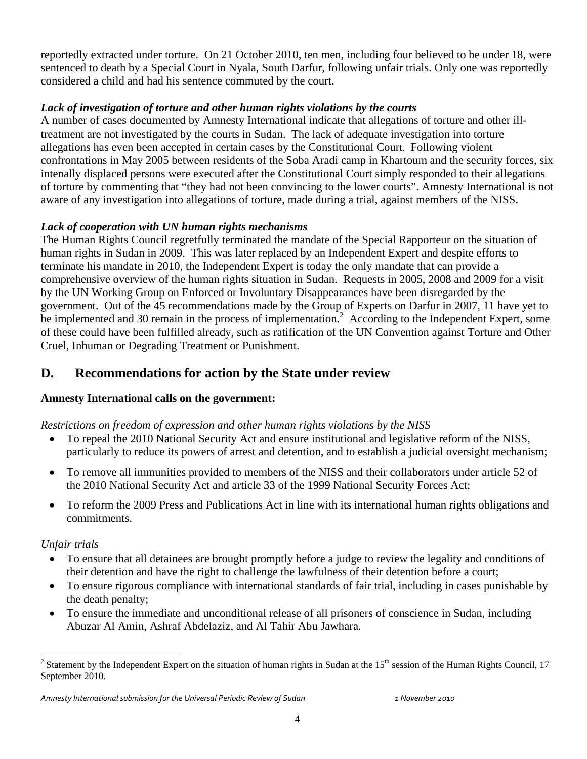reportedly extracted under torture. On 21 October 2010, ten men, including four believed to be under 18, were sentenced to death by a Special Court in Nyala, South Darfur, following unfair trials. Only one was reportedly considered a child and had his sentence commuted by the court.

***Lack of investigation of torture and other human rights violations by the courts***

A number of cases documented by Amnesty International indicate that allegations of torture and other ill-treatment are not investigated by the courts in Sudan. The lack of adequate investigation into torture allegations has even been accepted in certain cases by the Constitutional Court. Following violent confrontations in May 2005 between residents of the Soba Aradi camp in Khartoum and the security forces, six intenally displaced persons were executed after the Constitutional Court simply responded to their allegations of torture by commenting that "they had not been convincing to the lower courts". Amnesty International is not aware of any investigation into allegations of torture, made during a trial, against members of the NISS.

***Lack of cooperation with UN human rights mechanisms***

The Human Rights Council regretfully terminated the mandate of the Special Rapporteur on the situation of human rights in Sudan in 2009. This was later replaced by an Independent Expert and despite efforts to terminate his mandate in 2010, the Independent Expert is today the only mandate that can provide a comprehensive overview of the human rights situation in Sudan. Requests in 2005, 2008 and 2009 for a visit by the UN Working Group on Enforced or Involuntary Disappearances have been disregarded by the government. Out of the 45 recommendations made by the Group of Experts on Darfur in 2007, 11 have yet to be implemented and 30 remain in the process of implementation.[2] According to the Independent Expert, some of these could have been fulfilled already, such as ratification of the UN Convention against Torture and Other Cruel, Inhuman or Degrading Treatment or Punishment.

## D. Recommendations for action by the State under review

**Amnesty International calls on the government:**

*Restrictions on freedom of expression and other human rights violations by the NISS*

- To repeal the 2010 National Security Act and ensure institutional and legislative reform of the NISS, particularly to reduce its powers of arrest and detention, and to establish a judicial oversight mechanism;
- To remove all immunities provided to members of the NISS and their collaborators under article 52 of the 2010 National Security Act and article 33 of the 1999 National Security Forces Act;
- To reform the 2009 Press and Publications Act in line with its international human rights obligations and commitments.

*Unfair trials*

- To ensure that all detainees are brought promptly before a judge to review the legality and conditions of their detention and have the right to challenge the lawfulness of their detention before a court;
- To ensure rigorous compliance with international standards of fair trial, including in cases punishable by the death penalty;
- To ensure the immediate and unconditional release of all prisoners of conscience in Sudan, including Abuzar Al Amin, Ashraf Abdelaziz, and Al Tahir Abu Jawhara.

[2] Statement by the Independent Expert on the situation of human rights in Sudan at the 15th session of the Human Rights Council, 17 September 2010.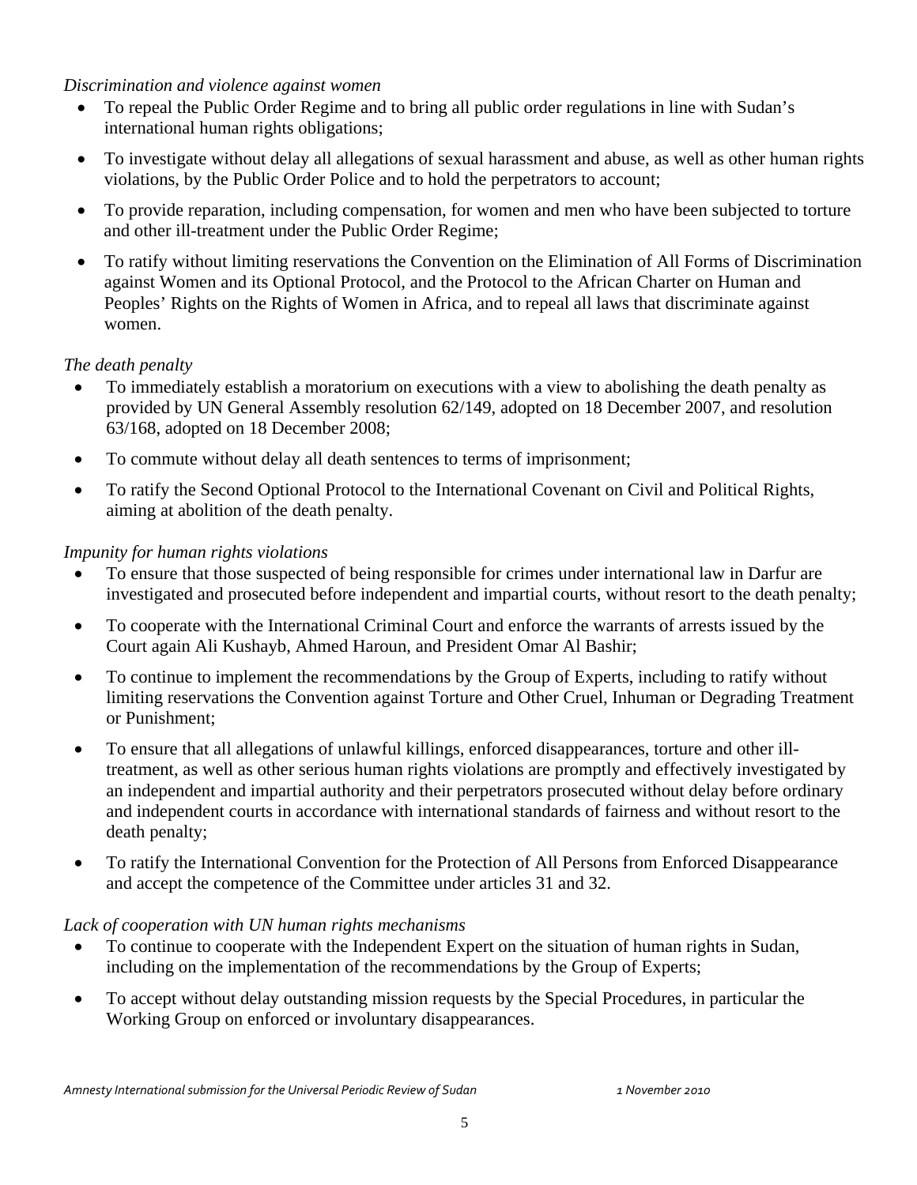*Discrimination and violence against women*

- To repeal the Public Order Regime and to bring all public order regulations in line with Sudan's international human rights obligations;
- To investigate without delay all allegations of sexual harassment and abuse, as well as other human rights violations, by the Public Order Police and to hold the perpetrators to account;
- To provide reparation, including compensation, for women and men who have been subjected to torture and other ill-treatment under the Public Order Regime;
- To ratify without limiting reservations the Convention on the Elimination of All Forms of Discrimination against Women and its Optional Protocol, and the Protocol to the African Charter on Human and Peoples' Rights on the Rights of Women in Africa, and to repeal all laws that discriminate against women.

*The death penalty*

- To immediately establish a moratorium on executions with a view to abolishing the death penalty as provided by UN General Assembly resolution 62/149, adopted on 18 December 2007, and resolution 63/168, adopted on 18 December 2008;
- To commute without delay all death sentences to terms of imprisonment;
- To ratify the Second Optional Protocol to the International Covenant on Civil and Political Rights, aiming at abolition of the death penalty.

*Impunity for human rights violations*

- To ensure that those suspected of being responsible for crimes under international law in Darfur are investigated and prosecuted before independent and impartial courts, without resort to the death penalty;
- To cooperate with the International Criminal Court and enforce the warrants of arrests issued by the Court again Ali Kushayb, Ahmed Haroun, and President Omar Al Bashir;
- To continue to implement the recommendations by the Group of Experts, including to ratify without limiting reservations the Convention against Torture and Other Cruel, Inhuman or Degrading Treatment or Punishment;
- To ensure that all allegations of unlawful killings, enforced disappearances, torture and other ill-treatment, as well as other serious human rights violations are promptly and effectively investigated by an independent and impartial authority and their perpetrators prosecuted without delay before ordinary and independent courts in accordance with international standards of fairness and without resort to the death penalty;
- To ratify the International Convention for the Protection of All Persons from Enforced Disappearance and accept the competence of the Committee under articles 31 and 32.

*Lack of cooperation with UN human rights mechanisms*

- To continue to cooperate with the Independent Expert on the situation of human rights in Sudan, including on the implementation of the recommendations by the Group of Experts;
- To accept without delay outstanding mission requests by the Special Procedures, in particular the Working Group on enforced or involuntary disappearances.